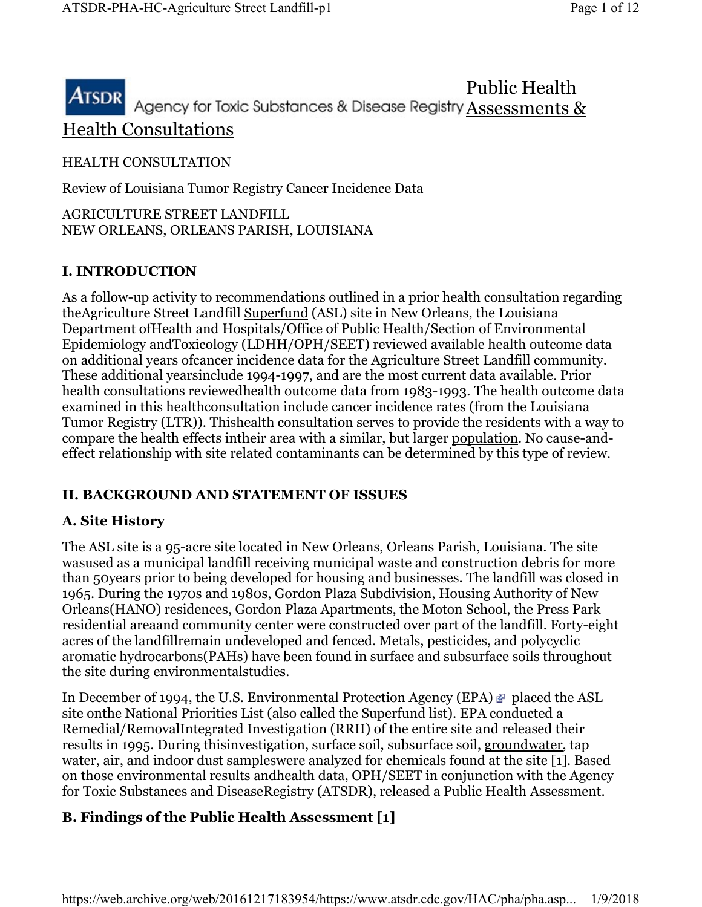ATSDR Agency for Toxic Substances & Disease Registry Public Health Assessments & Health Consultations

HEALTH CONSULTATION

Review of Louisiana Tumor Registry Cancer Incidence Data

AGRICULTURE STREET LANDFILL
NEW ORLEANS, ORLEANS PARISH, LOUISIANA

## I. INTRODUCTION

As a follow-up activity to recommendations outlined in a prior health consultation regarding theAgriculture Street Landfill Superfund (ASL) site in New Orleans, the Louisiana Department ofHealth and Hospitals/Office of Public Health/Section of Environmental Epidemiology andToxicology (LDHH/OPH/SEET) reviewed available health outcome data on additional years ofcancer incidence data for the Agriculture Street Landfill community. These additional yearsinclude 1994-1997, and are the most current data available. Prior health consultations reviewedhealth outcome data from 1983-1993. The health outcome data examined in this healthconsultation include cancer incidence rates (from the Louisiana Tumor Registry (LTR)). Thishealth consultation serves to provide the residents with a way to compare the health effects intheir area with a similar, but larger population. No cause-and-effect relationship with site related contaminants can be determined by this type of review.

## II. BACKGROUND AND STATEMENT OF ISSUES

### A. Site History

The ASL site is a 95-acre site located in New Orleans, Orleans Parish, Louisiana. The site wasused as a municipal landfill receiving municipal waste and construction debris for more than 50years prior to being developed for housing and businesses. The landfill was closed in 1965. During the 1970s and 1980s, Gordon Plaza Subdivision, Housing Authority of New Orleans(HANO) residences, Gordon Plaza Apartments, the Moton School, the Press Park residential areaand community center were constructed over part of the landfill. Forty-eight acres of the landfillremain undeveloped and fenced. Metals, pesticides, and polycyclic aromatic hydrocarbons(PAHs) have been found in surface and subsurface soils throughout the site during environmentalstudies.

In December of 1994, the U.S. Environmental Protection Agency (EPA) placed the ASL site onthe National Priorities List (also called the Superfund list). EPA conducted a Remedial/RemovalIntegrated Investigation (RRII) of the entire site and released their results in 1995. During thisinvestigation, surface soil, subsurface soil, groundwater, tap water, air, and indoor dust sampleswere analyzed for chemicals found at the site [1]. Based on those environmental results andhealth data, OPH/SEET in conjunction with the Agency for Toxic Substances and DiseaseRegistry (ATSDR), released a Public Health Assessment.

### B. Findings of the Public Health Assessment [1]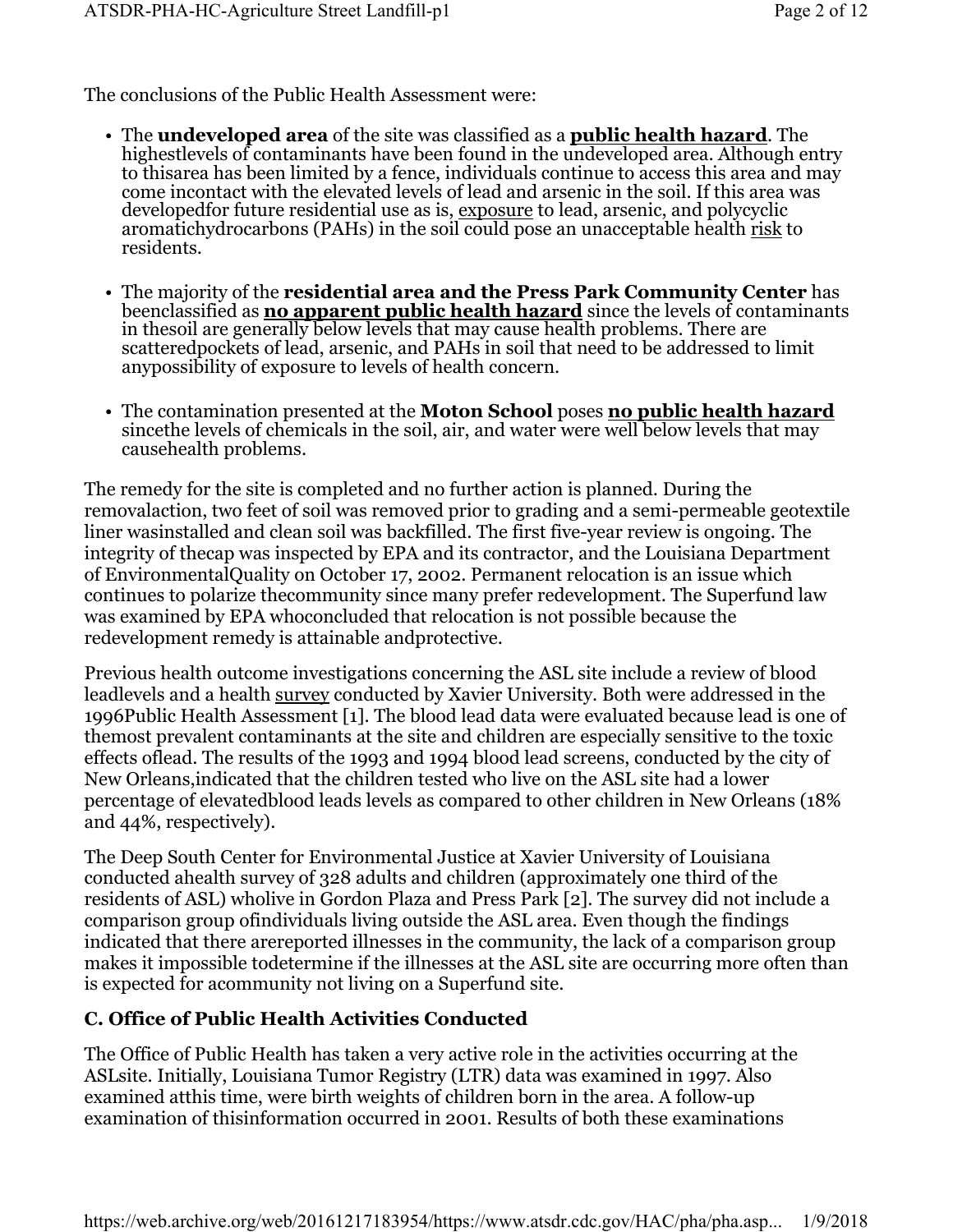The conclusions of the Public Health Assessment were:

- The **undeveloped area** of the site was classified as a **public health hazard**. The highestlevels of contaminants have been found in the undeveloped area. Although entry to thisarea has been limited by a fence, individuals continue to access this area and may come incontact with the elevated levels of lead and arsenic in the soil. If this area was developedfor future residential use as is, exposure to lead, arsenic, and polycyclic aromatichydrocarbons (PAHs) in the soil could pose an unacceptable health risk to residents.

- The majority of the **residential area and the Press Park Community Center** has beenclassified as **no apparent public health hazard** since the levels of contaminants in thesoil are generally below levels that may cause health problems. There are scatteredpockets of lead, arsenic, and PAHs in soil that need to be addressed to limit anypossibility of exposure to levels of health concern.

- The contamination presented at the **Moton School** poses **no public health hazard** sincethe levels of chemicals in the soil, air, and water were well below levels that may causehealth problems.

The remedy for the site is completed and no further action is planned. During the removalaction, two feet of soil was removed prior to grading and a semi-permeable geotextile liner wasinstalled and clean soil was backfilled. The first five-year review is ongoing. The integrity of thecap was inspected by EPA and its contractor, and the Louisiana Department of EnvironmentalQuality on October 17, 2002. Permanent relocation is an issue which continues to polarize thecommunity since many prefer redevelopment. The Superfund law was examined by EPA whoconcluded that relocation is not possible because the redevelopment remedy is attainable andprotective.

Previous health outcome investigations concerning the ASL site include a review of blood leadlevels and a health survey conducted by Xavier University. Both were addressed in the 1996Public Health Assessment [1]. The blood lead data were evaluated because lead is one of themost prevalent contaminants at the site and children are especially sensitive to the toxic effects oflead. The results of the 1993 and 1994 blood lead screens, conducted by the city of New Orleans,indicated that the children tested who live on the ASL site had a lower percentage of elevatedblood leads levels as compared to other children in New Orleans (18% and 44%, respectively).

The Deep South Center for Environmental Justice at Xavier University of Louisiana conducted ahealth survey of 328 adults and children (approximately one third of the residents of ASL) wholive in Gordon Plaza and Press Park [2]. The survey did not include a comparison group ofindividuals living outside the ASL area. Even though the findings indicated that therereported illnesses in the community, the lack of a comparison group makes it impossible todetermine if the illnesses at the ASL site are occurring more often than is expected for acommunity not living on a Superfund site.

### C. Office of Public Health Activities Conducted

The Office of Public Health has taken a very active role in the activities occurring at the ASLsite. Initially, Louisiana Tumor Registry (LTR) data was examined in 1997. Also examined atthis time, were birth weights of children born in the area. A follow-up examination of thisinformation occurred in 2001. Results of both these examinations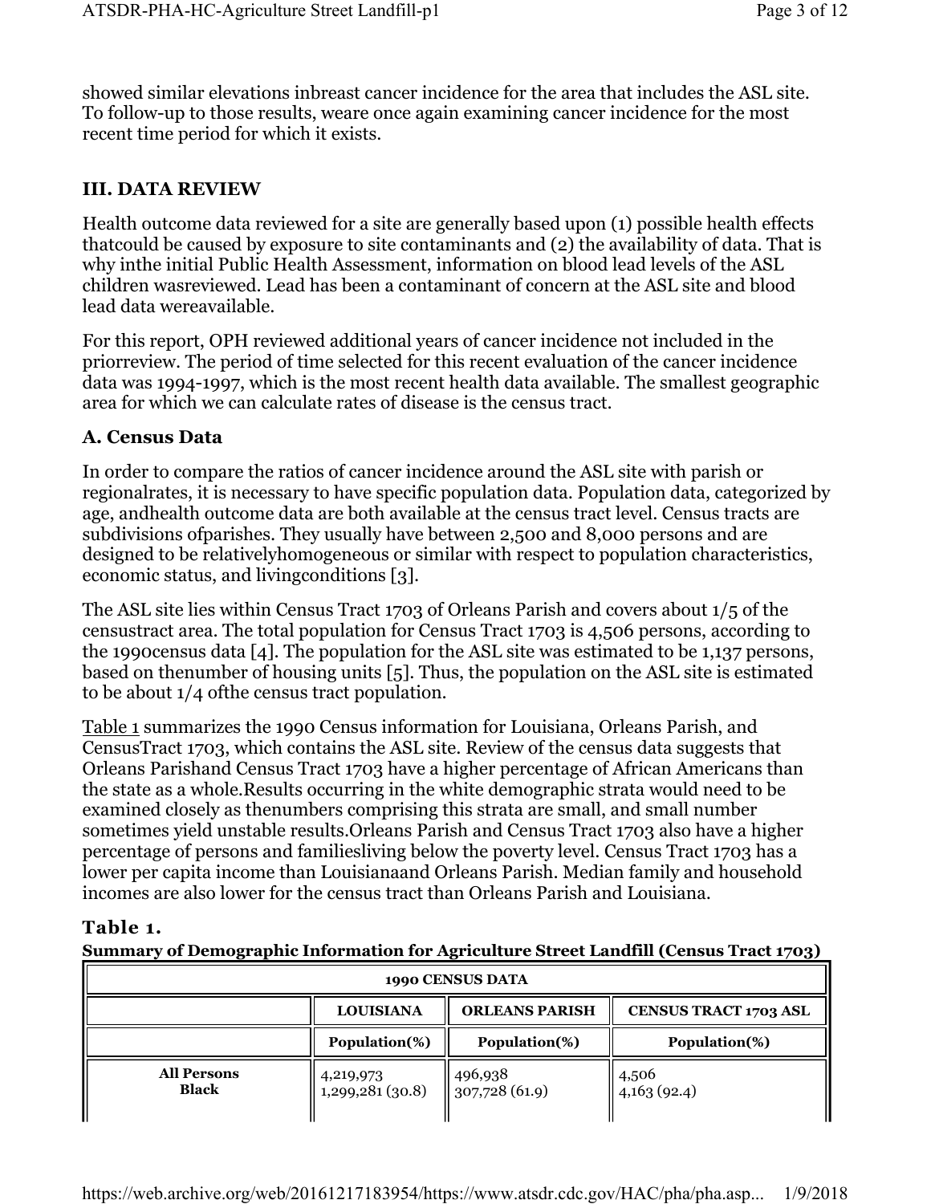showed similar elevations inbreast cancer incidence for the area that includes the ASL site. To follow-up to those results, weare once again examining cancer incidence for the most recent time period for which it exists.

## III. DATA REVIEW

Health outcome data reviewed for a site are generally based upon (1) possible health effects thatcould be caused by exposure to site contaminants and (2) the availability of data. That is why inthe initial Public Health Assessment, information on blood lead levels of the ASL children wasreviewed. Lead has been a contaminant of concern at the ASL site and blood lead data wereavailable.

For this report, OPH reviewed additional years of cancer incidence not included in the priorreview. The period of time selected for this recent evaluation of the cancer incidence data was 1994-1997, which is the most recent health data available. The smallest geographic area for which we can calculate rates of disease is the census tract.

### A. Census Data

In order to compare the ratios of cancer incidence around the ASL site with parish or regionalrates, it is necessary to have specific population data. Population data, categorized by age, andhealth outcome data are both available at the census tract level. Census tracts are subdivisions ofparishes. They usually have between 2,500 and 8,000 persons and are designed to be relativelyhomogeneous or similar with respect to population characteristics, economic status, and livingconditions [3].

The ASL site lies within Census Tract 1703 of Orleans Parish and covers about 1/5 of the censustract area. The total population for Census Tract 1703 is 4,506 persons, according to the 1990census data [4]. The population for the ASL site was estimated to be 1,137 persons, based on thenumber of housing units [5]. Thus, the population on the ASL site is estimated to be about 1/4 ofthe census tract population.

Table 1 summarizes the 1990 Census information for Louisiana, Orleans Parish, and CensusTract 1703, which contains the ASL site. Review of the census data suggests that Orleans Parishand Census Tract 1703 have a higher percentage of African Americans than the state as a whole.Results occurring in the white demographic strata would need to be examined closely as thenumbers comprising this strata are small, and small number sometimes yield unstable results.Orleans Parish and Census Tract 1703 also have a higher percentage of persons and familiesliving below the poverty level. Census Tract 1703 has a lower per capita income than Louisianaand Orleans Parish. Median family and household incomes are also lower for the census tract than Orleans Parish and Louisiana.

**Table 1.**

**Summary of Demographic Information for Agriculture Street Landfill (Census Tract 1703)**

| 1990 CENSUS DATA | | | |
|---|---|---|---|
| | **LOUISIANA** | **ORLEANS PARISH** | **CENSUS TRACT 1703 ASL** |
| | **Population(%)** | **Population(%)** | **Population(%)** |
| **All Persons** | 4,219,973 | 496,938 | 4,506 |
| **Black** | 1,299,281 (30.8) | 307,728 (61.9) | 4,163 (92.4) |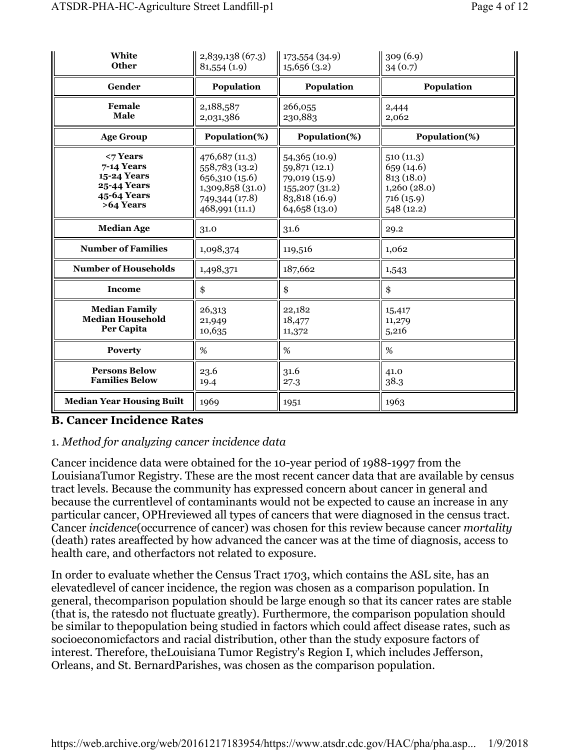| | | | |
|---|---|---|---|
| **White**<br>**Other** | 2,839,138 (67.3)<br>81,554 (1.9) | 173,554 (34.9)<br>15,656 (3.2) | 309 (6.9)<br>34 (0.7) |
| **Gender** | **Population** | **Population** | **Population** |
| **Female**<br>**Male** | 2,188,587<br>2,031,386 | 266,055<br>230,883 | 2,444<br>2,062 |
| **Age Group** | **Population(%)** | **Population(%)** | **Population(%)** |
| **<7 Years**<br>**7-14 Years**<br>**15-24 Years**<br>**25-44 Years**<br>**45-64 Years**<br>**>64 Years** | 476,687 (11.3)<br>558,783 (13.2)<br>656,310 (15.6)<br>1,309,858 (31.0)<br>749,344 (17.8)<br>468,991 (11.1) | 54,365 (10.9)<br>59,871 (12.1)<br>79,019 (15.9)<br>155,207 (31.2)<br>83,818 (16.9)<br>64,658 (13.0) | 510 (11.3)<br>659 (14.6)<br>813 (18.0)<br>1,260 (28.0)<br>716 (15.9)<br>548 (12.2) |
| **Median Age** | 31.0 | 31.6 | 29.2 |
| **Number of Families** | 1,098,374 | 119,516 | 1,062 |
| **Number of Households** | 1,498,371 | 187,662 | 1,543 |
| **Income** | $ | $ | $ |
| **Median Family**<br>**Median Household**<br>**Per Capita** | 26,313<br>21,949<br>10,635 | 22,182<br>18,477<br>11,372 | 15,417<br>11,279<br>5,216 |
| **Poverty** | % | % | % |
| **Persons Below**<br>**Families Below** | 23.6<br>19.4 | 31.6<br>27.3 | 41.0<br>38.3 |
| **Median Year Housing Built** | 1969 | 1951 | 1963 |

## B. Cancer Incidence Rates

1. *Method for analyzing cancer incidence data*

Cancer incidence data were obtained for the 10-year period of 1988-1997 from the LouisianaTumor Registry. These are the most recent cancer data that are available by census tract levels. Because the community has expressed concern about cancer in general and because the currentlevel of contaminants would not be expected to cause an increase in any particular cancer, OPHreviewed all types of cancers that were diagnosed in the census tract. Cancer *incidence*(occurrence of cancer) was chosen for this review because cancer *mortality* (death) rates areaffected by how advanced the cancer was at the time of diagnosis, access to health care, and otherfactors not related to exposure.

In order to evaluate whether the Census Tract 1703, which contains the ASL site, has an elevatedlevel of cancer incidence, the region was chosen as a comparison population. In general, thecomparison population should be large enough so that its cancer rates are stable (that is, the ratesdo not fluctuate greatly). Furthermore, the comparison population should be similar to thepopulation being studied in factors which could affect disease rates, such as socioeconomicfactors and racial distribution, other than the study exposure factors of interest. Therefore, theLouisiana Tumor Registry's Region I, which includes Jefferson, Orleans, and St. BernardParishes, was chosen as the comparison population.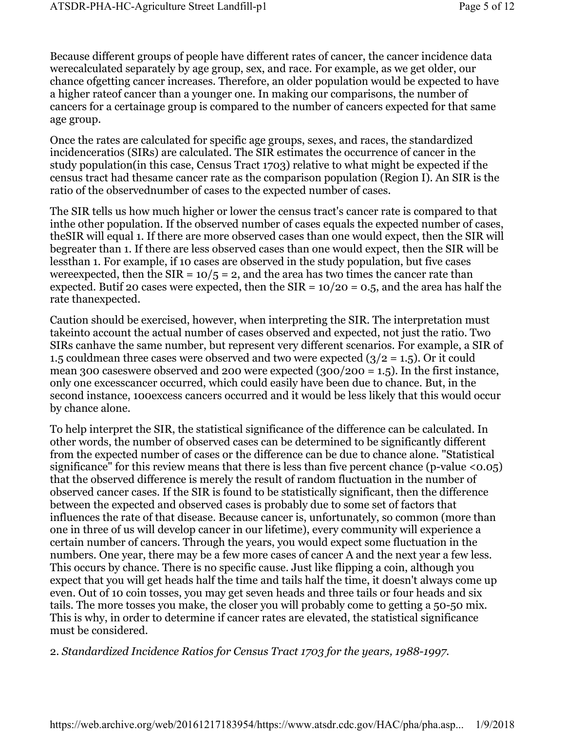Because different groups of people have different rates of cancer, the cancer incidence data werecalculated separately by age group, sex, and race. For example, as we get older, our chance ofgetting cancer increases. Therefore, an older population would be expected to have a higher rateof cancer than a younger one. In making our comparisons, the number of cancers for a certainage group is compared to the number of cancers expected for that same age group.

Once the rates are calculated for specific age groups, sexes, and races, the standardized incidenceratios (SIRs) are calculated. The SIR estimates the occurrence of cancer in the study population(in this case, Census Tract 1703) relative to what might be expected if the census tract had thesame cancer rate as the comparison population (Region I). An SIR is the ratio of the observednumber of cases to the expected number of cases.

The SIR tells us how much higher or lower the census tract's cancer rate is compared to that inthe other population. If the observed number of cases equals the expected number of cases, theSIR will equal 1. If there are more observed cases than one would expect, then the SIR will begreater than 1. If there are less observed cases than one would expect, then the SIR will be lessthan 1. For example, if 10 cases are observed in the study population, but five cases wereexpected, then the SIR = 10/5 = 2, and the area has two times the cancer rate than expected. Butif 20 cases were expected, then the SIR = 10/20 = 0.5, and the area has half the rate thanexpected.

Caution should be exercised, however, when interpreting the SIR. The interpretation must takeinto account the actual number of cases observed and expected, not just the ratio. Two SIRs canhave the same number, but represent very different scenarios. For example, a SIR of 1.5 couldmean three cases were observed and two were expected (3/2 = 1.5). Or it could mean 300 caseswere observed and 200 were expected (300/200 = 1.5). In the first instance, only one excesscancer occurred, which could easily have been due to chance. But, in the second instance, 100excess cancers occurred and it would be less likely that this would occur by chance alone.

To help interpret the SIR, the statistical significance of the difference can be calculated. In other words, the number of observed cases can be determined to be significantly different from the expected number of cases or the difference can be due to chance alone. "Statistical significance" for this review means that there is less than five percent chance ($p$-value $<0.05$) that the observed difference is merely the result of random fluctuation in the number of observed cancer cases. If the SIR is found to be statistically significant, then the difference between the expected and observed cases is probably due to some set of factors that influences the rate of that disease. Because cancer is, unfortunately, so common (more than one in three of us will develop cancer in our lifetime), every community will experience a certain number of cancers. Through the years, you would expect some fluctuation in the numbers. One year, there may be a few more cases of cancer A and the next year a few less. This occurs by chance. There is no specific cause. Just like flipping a coin, although you expect that you will get heads half the time and tails half the time, it doesn't always come up even. Out of 10 coin tosses, you may get seven heads and three tails or four heads and six tails. The more tosses you make, the closer you will probably come to getting a 50-50 mix. This is why, in order to determine if cancer rates are elevated, the statistical significance must be considered.

2. *Standardized Incidence Ratios for Census Tract 1703 for the years, 1988-1997.*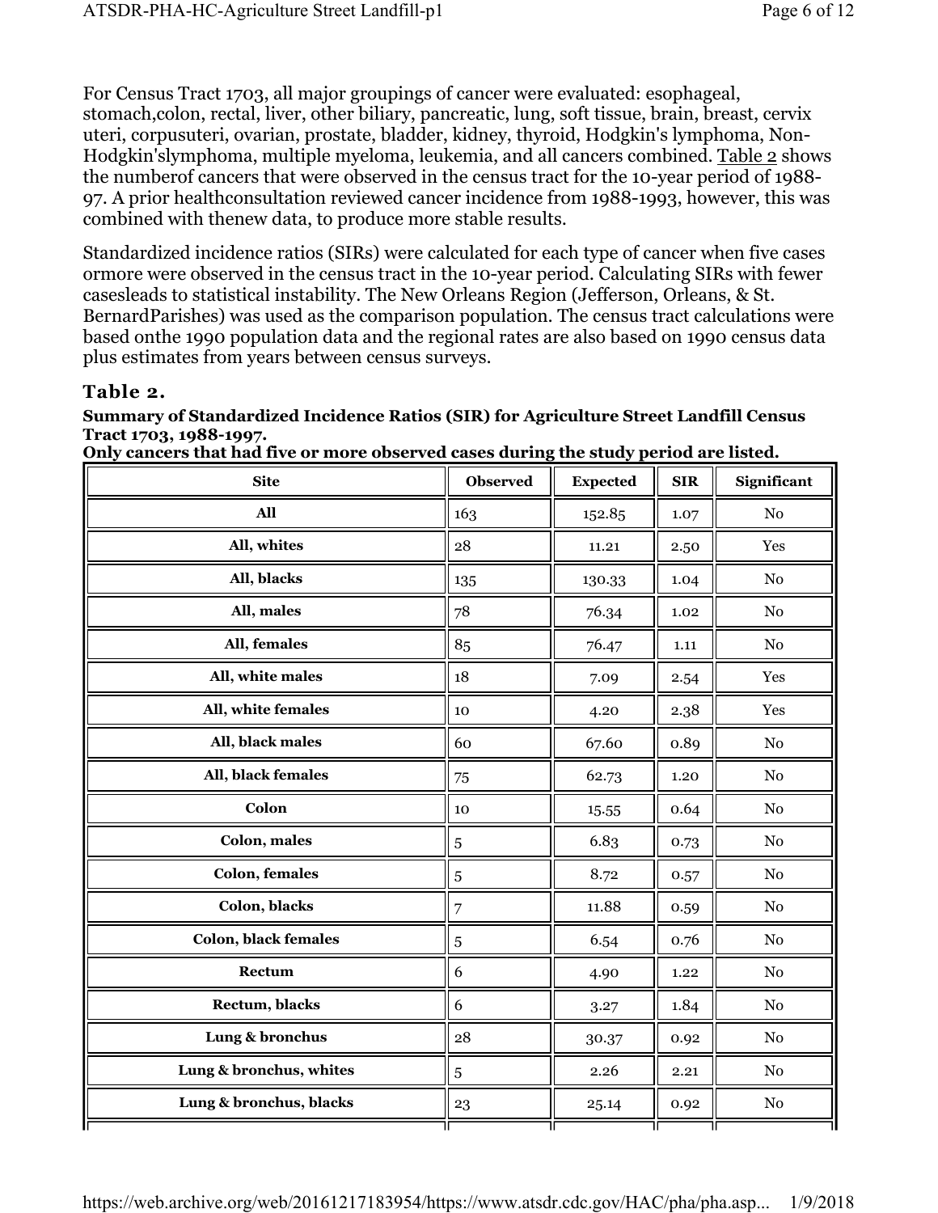For Census Tract 1703, all major groupings of cancer were evaluated: esophageal, stomach,colon, rectal, liver, other biliary, pancreatic, lung, soft tissue, brain, breast, cervix uteri, corpusuteri, ovarian, prostate, bladder, kidney, thyroid, Hodgkin's lymphoma, Non-Hodgkin'slymphoma, multiple myeloma, leukemia, and all cancers combined. Table 2 shows the numberof cancers that were observed in the census tract for the 10-year period of 1988-97. A prior healthconsultation reviewed cancer incidence from 1988-1993, however, this was combined with thenew data, to produce more stable results.

Standardized incidence ratios (SIRs) were calculated for each type of cancer when five cases ormore were observed in the census tract in the 10-year period. Calculating SIRs with fewer casesleads to statistical instability. The New Orleans Region (Jefferson, Orleans, & St. BernardParishes) was used as the comparison population. The census tract calculations were based onthe 1990 population data and the regional rates are also based on 1990 census data plus estimates from years between census surveys.

## Table 2.

**Summary of Standardized Incidence Ratios (SIR) for Agriculture Street Landfill Census Tract 1703, 1988-1997.**
**Only cancers that had five or more observed cases during the study period are listed.**

| Site | Observed | Expected | SIR | Significant |
|---|---|---|---|---|
| **All** | 163 | 152.85 | 1.07 | No |
| **All, whites** | 28 | 11.21 | 2.50 | Yes |
| **All, blacks** | 135 | 130.33 | 1.04 | No |
| **All, males** | 78 | 76.34 | 1.02 | No |
| **All, females** | 85 | 76.47 | 1.11 | No |
| **All, white males** | 18 | 7.09 | 2.54 | Yes |
| **All, white females** | 10 | 4.20 | 2.38 | Yes |
| **All, black males** | 60 | 67.60 | 0.89 | No |
| **All, black females** | 75 | 62.73 | 1.20 | No |
| **Colon** | 10 | 15.55 | 0.64 | No |
| **Colon, males** | 5 | 6.83 | 0.73 | No |
| **Colon, females** | 5 | 8.72 | 0.57 | No |
| **Colon, blacks** | 7 | 11.88 | 0.59 | No |
| **Colon, black females** | 5 | 6.54 | 0.76 | No |
| **Rectum** | 6 | 4.90 | 1.22 | No |
| **Rectum, blacks** | 6 | 3.27 | 1.84 | No |
| **Lung & bronchus** | 28 | 30.37 | 0.92 | No |
| **Lung & bronchus, whites** | 5 | 2.26 | 2.21 | No |
| **Lung & bronchus, blacks** | 23 | 25.14 | 0.92 | No |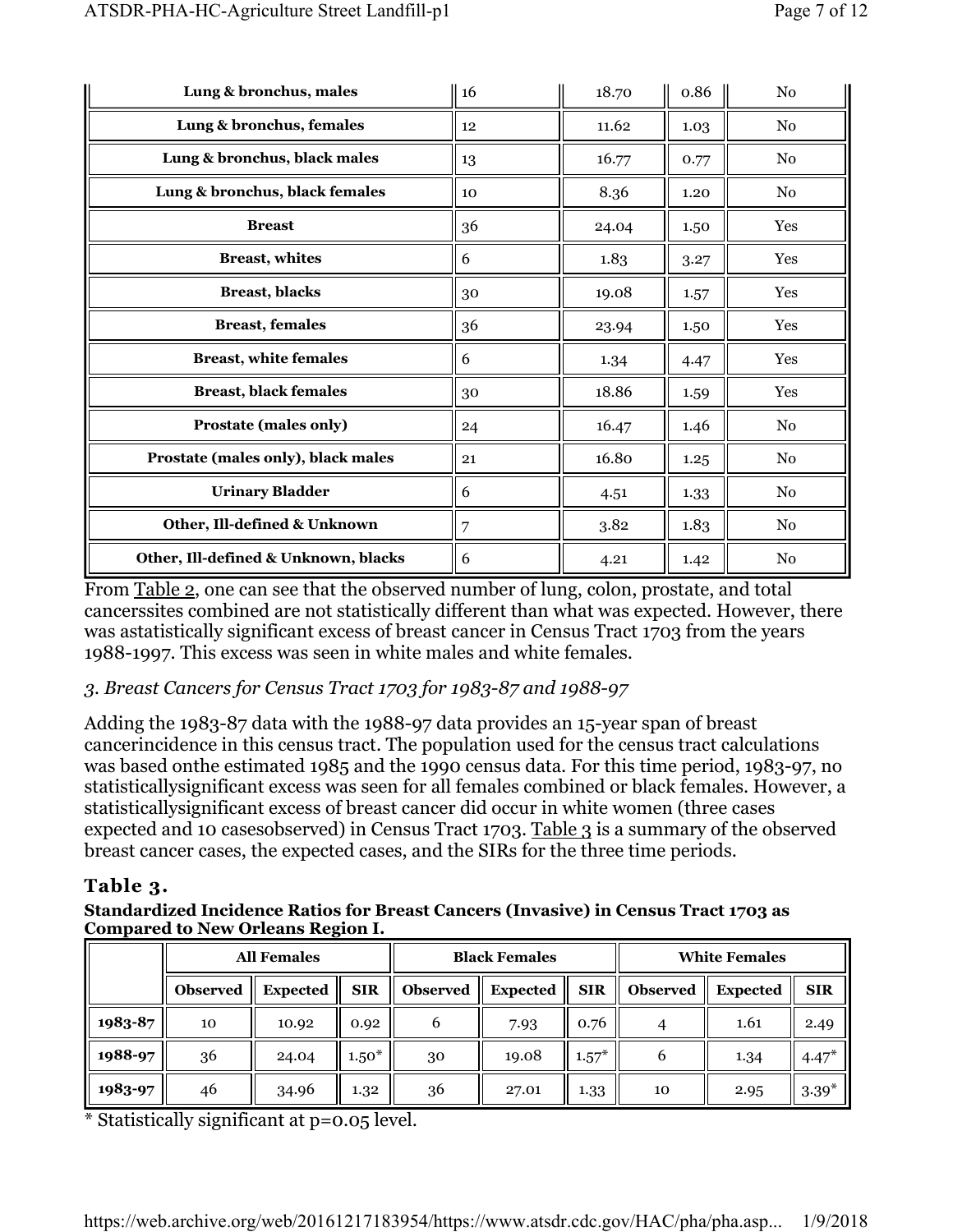| | | | | |
|---|---|---|---|---|
| **Lung & bronchus, males** | 16 | 18.70 | 0.86 | No |
| **Lung & bronchus, females** | 12 | 11.62 | 1.03 | No |
| **Lung & bronchus, black males** | 13 | 16.77 | 0.77 | No |
| **Lung & bronchus, black females** | 10 | 8.36 | 1.20 | No |
| **Breast** | 36 | 24.04 | 1.50 | Yes |
| **Breast, whites** | 6 | 1.83 | 3.27 | Yes |
| **Breast, blacks** | 30 | 19.08 | 1.57 | Yes |
| **Breast, females** | 36 | 23.94 | 1.50 | Yes |
| **Breast, white females** | 6 | 1.34 | 4.47 | Yes |
| **Breast, black females** | 30 | 18.86 | 1.59 | Yes |
| **Prostate (males only)** | 24 | 16.47 | 1.46 | No |
| **Prostate (males only), black males** | 21 | 16.80 | 1.25 | No |
| **Urinary Bladder** | 6 | 4.51 | 1.33 | No |
| **Other, Ill-defined & Unknown** | 7 | 3.82 | 1.83 | No |
| **Other, Ill-defined & Unknown, blacks** | 6 | 4.21 | 1.42 | No |

From Table 2, one can see that the observed number of lung, colon, prostate, and total cancerssites combined are not statistically different than what was expected. However, there was astatistically significant excess of breast cancer in Census Tract 1703 from the years 1988-1997. This excess was seen in white males and white females.

*3. Breast Cancers for Census Tract 1703 for 1983-87 and 1988-97*

Adding the 1983-87 data with the 1988-97 data provides an 15-year span of breast cancerincidence in this census tract. The population used for the census tract calculations was based onthe estimated 1985 and the 1990 census data. For this time period, 1983-97, no statisticallysignificant excess was seen for all females combined or black females. However, a statisticallysignificant excess of breast cancer did occur in white women (three cases expected and 10 casesobserved) in Census Tract 1703. Table 3 is a summary of the observed breast cancer cases, the expected cases, and the SIRs for the three time periods.

## Table 3.

**Standardized Incidence Ratios for Breast Cancers (Invasive) in Census Tract 1703 as Compared to New Orleans Region I.**

| | All Females | | | Black Females | | | White Females | | |
|---|---|---|---|---|---|---|---|---|---|
| | Observed | Expected | SIR | Observed | Expected | SIR | Observed | Expected | SIR |
| 1983-87 | 10 | 10.92 | 0.92 | 6 | 7.93 | 0.76 | 4 | 1.61 | 2.49 |
| 1988-97 | 36 | 24.04 | 1.50* | 30 | 19.08 | 1.57* | 6 | 1.34 | 4.47* |
| 1983-97 | 46 | 34.96 | 1.32 | 36 | 27.01 | 1.33 | 10 | 2.95 | 3.39* |

* Statistically significant at $p=0.05$ level.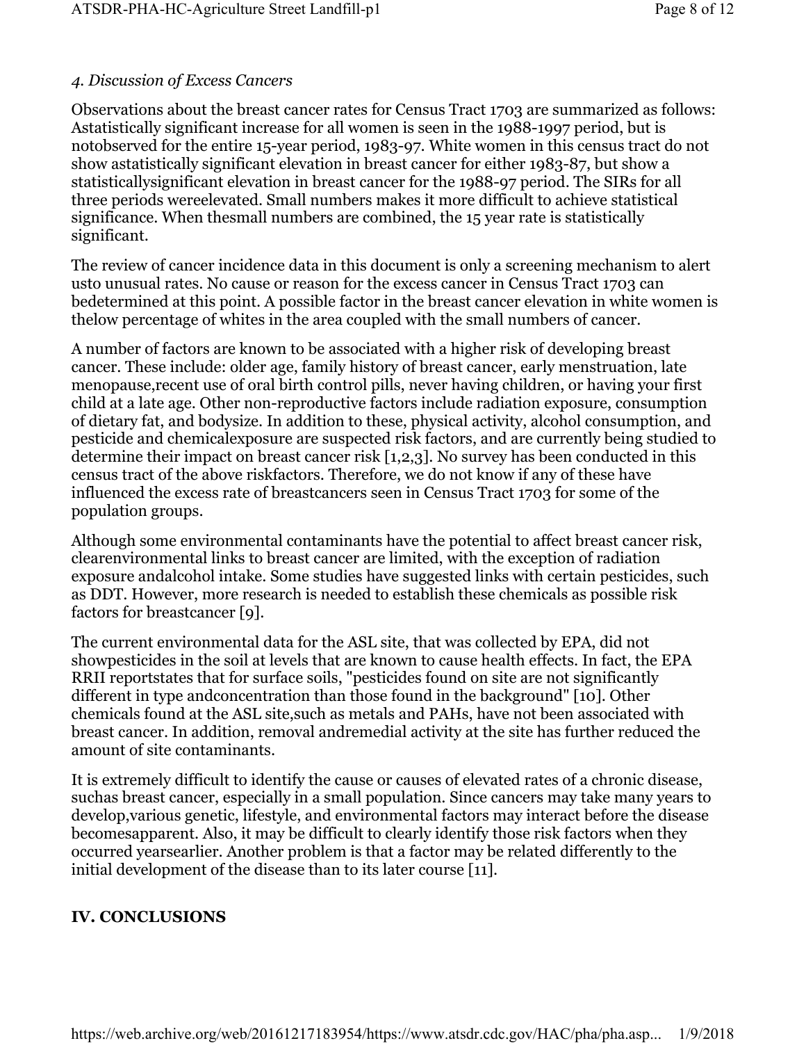*4. Discussion of Excess Cancers*

Observations about the breast cancer rates for Census Tract 1703 are summarized as follows: Astatistically significant increase for all women is seen in the 1988-1997 period, but is notobserved for the entire 15-year period, 1983-97. White women in this census tract do not show astatistically significant elevation in breast cancer for either 1983-87, but show a statisticallysignificant elevation in breast cancer for the 1988-97 period. The SIRs for all three periods wereelevated. Small numbers makes it more difficult to achieve statistical significance. When thesmall numbers are combined, the 15 year rate is statistically significant.

The review of cancer incidence data in this document is only a screening mechanism to alert usto unusual rates. No cause or reason for the excess cancer in Census Tract 1703 can bedetermined at this point. A possible factor in the breast cancer elevation in white women is thelow percentage of whites in the area coupled with the small numbers of cancer.

A number of factors are known to be associated with a higher risk of developing breast cancer. These include: older age, family history of breast cancer, early menstruation, late menopause,recent use of oral birth control pills, never having children, or having your first child at a late age. Other non-reproductive factors include radiation exposure, consumption of dietary fat, and bodysize. In addition to these, physical activity, alcohol consumption, and pesticide and chemicalexposure are suspected risk factors, and are currently being studied to determine their impact on breast cancer risk [1,2,3]. No survey has been conducted in this census tract of the above riskfactors. Therefore, we do not know if any of these have influenced the excess rate of breastcancers seen in Census Tract 1703 for some of the population groups.

Although some environmental contaminants have the potential to affect breast cancer risk, clearenvironmental links to breast cancer are limited, with the exception of radiation exposure andalcohol intake. Some studies have suggested links with certain pesticides, such as DDT. However, more research is needed to establish these chemicals as possible risk factors for breastcancer [9].

The current environmental data for the ASL site, that was collected by EPA, did not showpesticides in the soil at levels that are known to cause health effects. In fact, the EPA RRII reportstates that for surface soils, "pesticides found on site are not significantly different in type andconcentration than those found in the background" [10]. Other chemicals found at the ASL site,such as metals and PAHs, have not been associated with breast cancer. In addition, removal andremedial activity at the site has further reduced the amount of site contaminants.

It is extremely difficult to identify the cause or causes of elevated rates of a chronic disease, suchas breast cancer, especially in a small population. Since cancers may take many years to develop,various genetic, lifestyle, and environmental factors may interact before the disease becomesapparent. Also, it may be difficult to clearly identify those risk factors when they occurred yearsearlier. Another problem is that a factor may be related differently to the initial development of the disease than to its later course [11].

## IV. CONCLUSIONS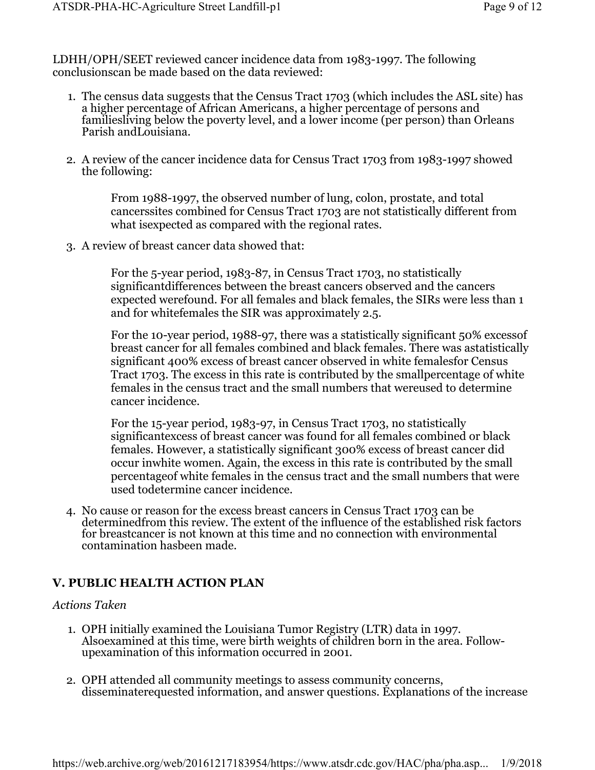LDHH/OPH/SEET reviewed cancer incidence data from 1983-1997. The following conclusionscan be made based on the data reviewed:

1. The census data suggests that the Census Tract 1703 (which includes the ASL site) has a higher percentage of African Americans, a higher percentage of persons and familiesliving below the poverty level, and a lower income (per person) than Orleans Parish andLouisiana.

2. A review of the cancer incidence data for Census Tract 1703 from 1983-1997 showed the following:

   From 1988-1997, the observed number of lung, colon, prostate, and total cancerssites combined for Census Tract 1703 are not statistically different from what isexpected as compared with the regional rates.

3. A review of breast cancer data showed that:

   For the 5-year period, 1983-87, in Census Tract 1703, no statistically significantdifferences between the breast cancers observed and the cancers expected werefound. For all females and black females, the SIRs were less than 1 and for whitefemales the SIR was approximately 2.5.

   For the 10-year period, 1988-97, there was a statistically significant 50% excessof breast cancer for all females combined and black females. There was astatistically significant 400% excess of breast cancer observed in white femalesfor Census Tract 1703. The excess in this rate is contributed by the smallpercentage of white females in the census tract and the small numbers that wereused to determine cancer incidence.

   For the 15-year period, 1983-97, in Census Tract 1703, no statistically significantexcess of breast cancer was found for all females combined or black females. However, a statistically significant 300% excess of breast cancer did occur inwhite women. Again, the excess in this rate is contributed by the small percentageof white females in the census tract and the small numbers that were used todetermine cancer incidence.

4. No cause or reason for the excess breast cancers in Census Tract 1703 can be determinedfrom this review. The extent of the influence of the established risk factors for breastcancer is not known at this time and no connection with environmental contamination hasbeen made.

## V. PUBLIC HEALTH ACTION PLAN

*Actions Taken*

1. OPH initially examined the Louisiana Tumor Registry (LTR) data in 1997. Alsoexamined at this time, were birth weights of children born in the area. Follow-upexamination of this information occurred in 2001.

2. OPH attended all community meetings to assess community concerns, disseminaterequested information, and answer questions. Explanations of the increase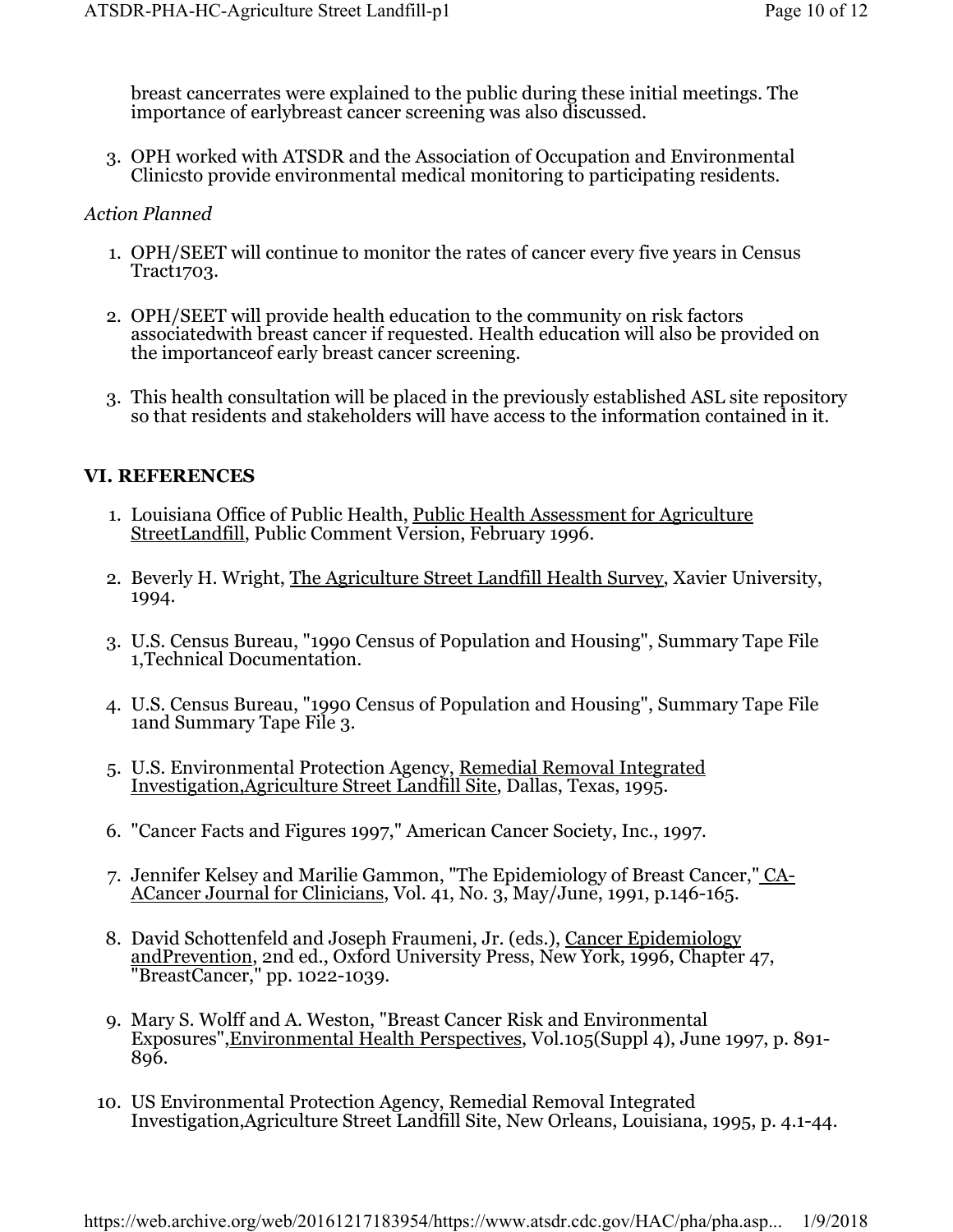breast cancerrates were explained to the public during these initial meetings. The importance of earlybreast cancer screening was also discussed.

3. OPH worked with ATSDR and the Association of Occupation and Environmental Clinicsto provide environmental medical monitoring to participating residents.

*Action Planned*

1. OPH/SEET will continue to monitor the rates of cancer every five years in Census Tract1703.

2. OPH/SEET will provide health education to the community on risk factors associatedwith breast cancer if requested. Health education will also be provided on the importanceof early breast cancer screening.

3. This health consultation will be placed in the previously established ASL site repository so that residents and stakeholders will have access to the information contained in it.

## VI. REFERENCES

1. Louisiana Office of Public Health, Public Health Assessment for Agriculture StreetLandfill, Public Comment Version, February 1996.

2. Beverly H. Wright, The Agriculture Street Landfill Health Survey, Xavier University, 1994.

3. U.S. Census Bureau, "1990 Census of Population and Housing", Summary Tape File 1,Technical Documentation.

4. U.S. Census Bureau, "1990 Census of Population and Housing", Summary Tape File 1and Summary Tape File 3.

5. U.S. Environmental Protection Agency, Remedial Removal Integrated Investigation,Agriculture Street Landfill Site, Dallas, Texas, 1995.

6. "Cancer Facts and Figures 1997," American Cancer Society, Inc., 1997.

7. Jennifer Kelsey and Marilie Gammon, "The Epidemiology of Breast Cancer," CA-ACancer Journal for Clinicians, Vol. 41, No. 3, May/June, 1991, p.146-165.

8. David Schottenfeld and Joseph Fraumeni, Jr. (eds.), Cancer Epidemiology andPrevention, 2nd ed., Oxford University Press, New York, 1996, Chapter 47, "BreastCancer," pp. 1022-1039.

9. Mary S. Wolff and A. Weston, "Breast Cancer Risk and Environmental Exposures",Environmental Health Perspectives, Vol.105(Suppl 4), June 1997, p. 891-896.

10. US Environmental Protection Agency, Remedial Removal Integrated Investigation,Agriculture Street Landfill Site, New Orleans, Louisiana, 1995, p. 4.1-44.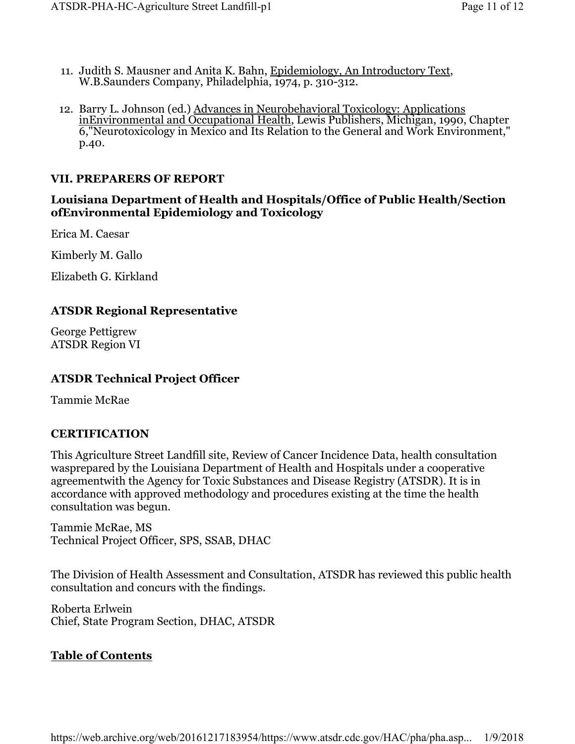11. Judith S. Mausner and Anita K. Bahn, Epidemiology, An Introductory Text, W.B.Saunders Company, Philadelphia, 1974, p. 310-312.

12. Barry L. Johnson (ed.) Advances in Neurobehavioral Toxicology: Applications inEnvironmental and Occupational Health, Lewis Publishers, Michigan, 1990, Chapter 6,"Neurotoxicology in Mexico and Its Relation to the General and Work Environment," p.40.

## VII. PREPARERS OF REPORT

### Louisiana Department of Health and Hospitals/Office of Public Health/Section ofEnvironmental Epidemiology and Toxicology

Erica M. Caesar

Kimberly M. Gallo

Elizabeth G. Kirkland

### ATSDR Regional Representative

George Pettigrew
ATSDR Region VI

### ATSDR Technical Project Officer

Tammie McRae

## CERTIFICATION

This Agriculture Street Landfill site, Review of Cancer Incidence Data, health consultation wasprepared by the Louisiana Department of Health and Hospitals under a cooperative agreementwith the Agency for Toxic Substances and Disease Registry (ATSDR). It is in accordance with approved methodology and procedures existing at the time the health consultation was begun.

Tammie McRae, MS
Technical Project Officer, SPS, SSAB, DHAC

The Division of Health Assessment and Consultation, ATSDR has reviewed this public health consultation and concurs with the findings.

Roberta Erlwein
Chief, State Program Section, DHAC, ATSDR

**Table of Contents**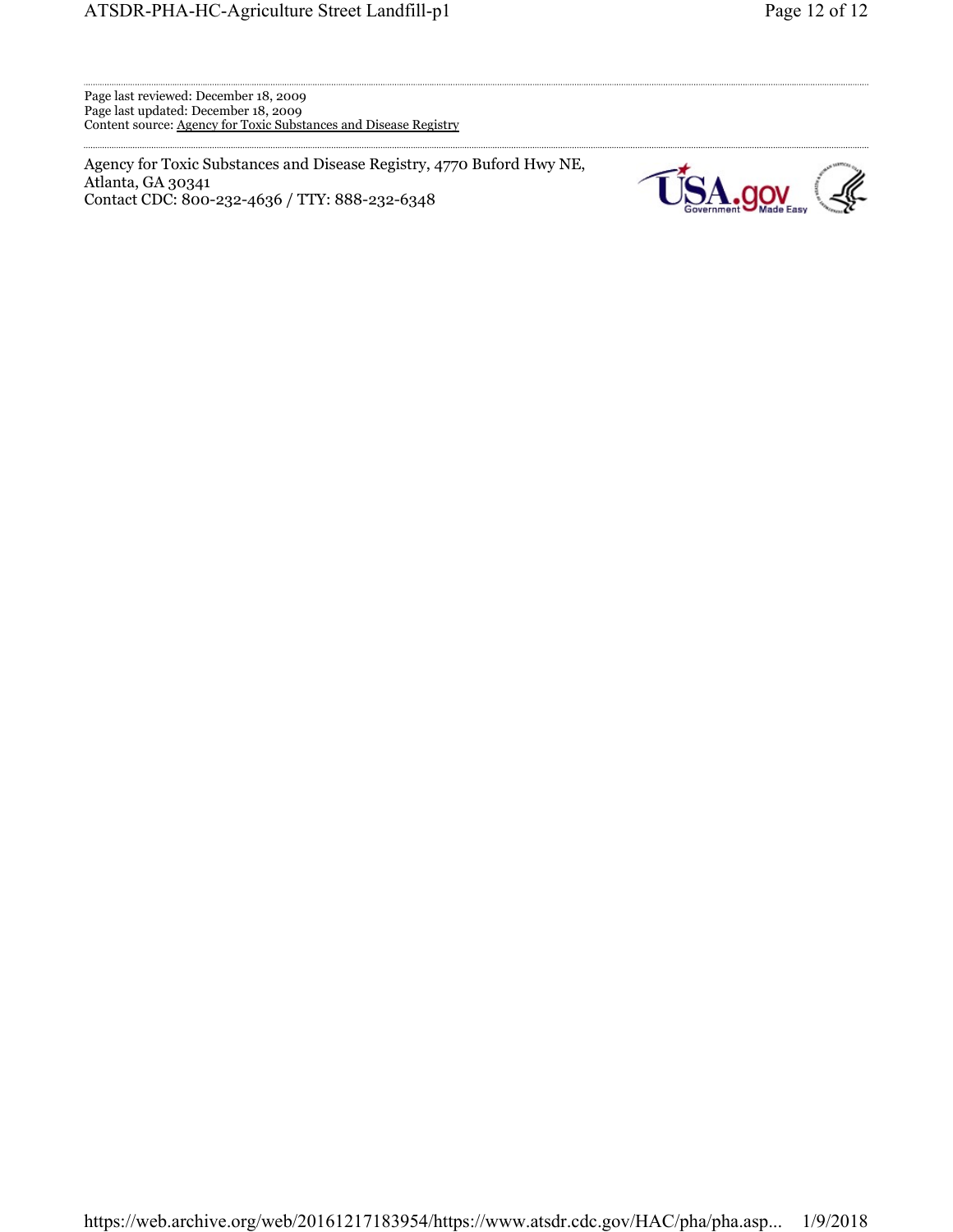Page last reviewed: December 18, 2009
Page last updated: December 18, 2009
Content source: Agency for Toxic Substances and Disease Registry

Agency for Toxic Substances and Disease Registry, 4770 Buford Hwy NE, Atlanta, GA 30341
Contact CDC: 800-232-4636 / TTY: 888-232-6348